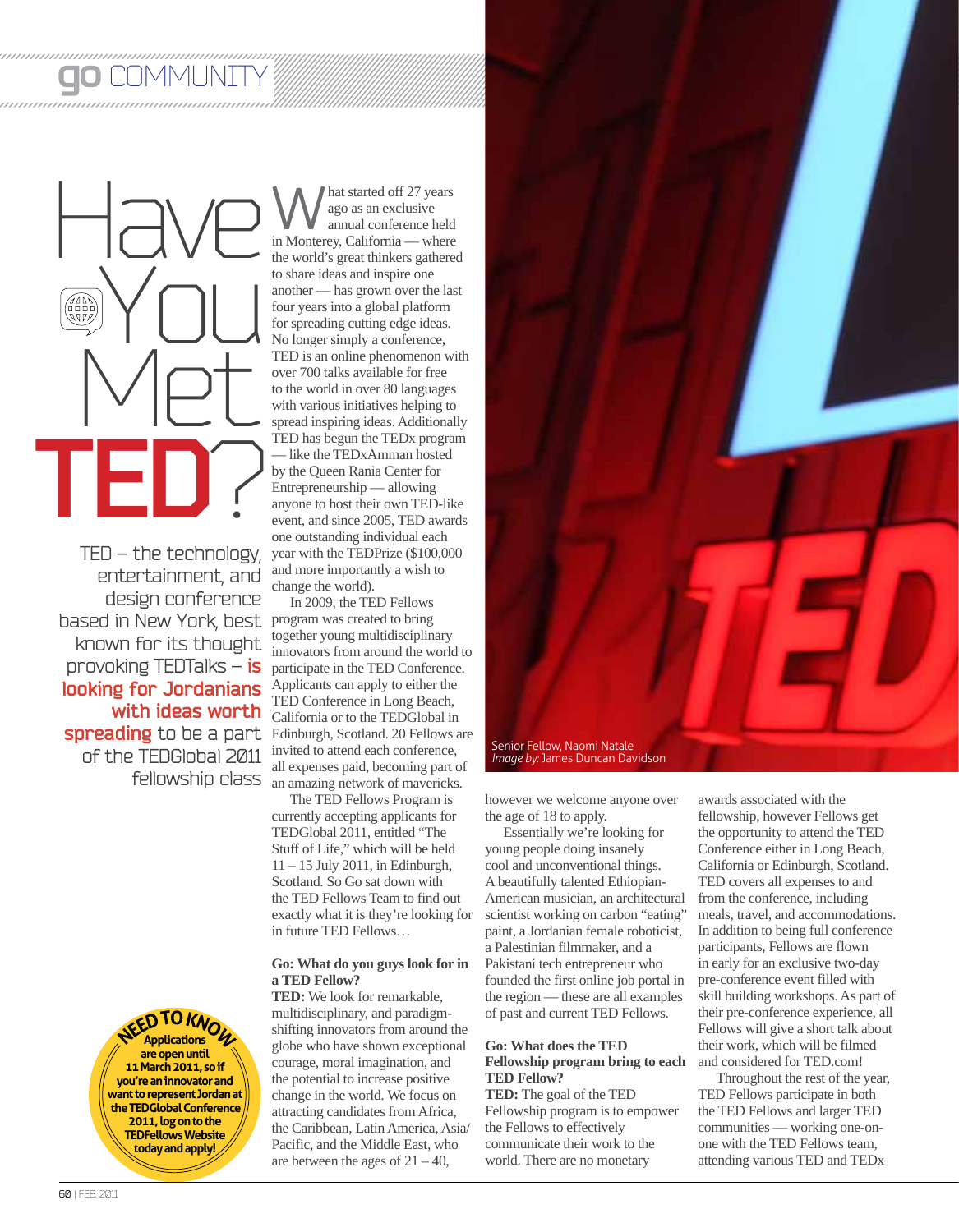# Have You Met TED?

TED – the technology, entertainment, and design conference based in New York, best known for its thought provoking TEDTalks – **is looking for Jordanians with ideas worth spreading** to be a part of the TEDGlobal 2011 fellowship class

What started off 27 years ago as an exclusive annual conference held in Monterey, California — where the world's great thinkers gathered to share ideas and inspire one another — has grown over the last four years into a global platform for spreading cutting edge ideas. No longer simply a conference, TED is an online phenomenon with over 700 talks available for free to the world in over 80 languages with various initiatives helping to spread inspiring ideas. Additionally TED has begun the TEDx program — like the TEDxAmman hosted by the Queen Rania Center for Entrepreneurship — allowing anyone to host their own TED-like event, and since 2005, TED awards one outstanding individual each year with the TEDPrize ($100,000 and more importantly a wish to change the world).

In 2009, the TED Fellows program was created to bring together young multidisciplinary innovators from around the world to participate in the TED Conference. Applicants can apply to either the TED Conference in Long Beach, California or to the TEDGlobal in Edinburgh, Scotland. 20 Fellows are invited to attend each conference, all expenses paid, becoming part of an amazing network of mavericks.

The TED Fellows Program is currently accepting applicants for TEDGlobal 2011, entitled "The Stuff of Life," which will be held 11 – 15 July 2011, in Edinburgh, Scotland. So Go sat down with the TED Fellows Team to find out exactly what it is they're looking for in future TED Fellows…

**Go: What do you guys look for in a TED Fellow?**

**TED:** We look for remarkable, multidisciplinary, and paradigm-shifting innovators from around the globe who have shown exceptional courage, moral imagination, and the potential to increase positive change in the world. We focus on attracting candidates from Africa, the Caribbean, Latin America, Asia/ Pacific, and the Middle East, who are between the ages of 21 – 40, however we welcome anyone over the age of 18 to apply.

Essentially we're looking for young people doing insanely cool and unconventional things. A beautifully talented Ethiopian-American musician, an architectural scientist working on carbon "eating" paint, a Jordanian female roboticist, a Palestinian filmmaker, and a Pakistani tech entrepreneur who founded the first online job portal in the region — these are all examples of past and current TED Fellows.

**Go: What does the TED Fellowship program bring to each TED Fellow?**

**TED:** The goal of the TED Fellowship program is to empower the Fellows to effectively communicate their work to the world. There are no monetary awards associated with the fellowship, however Fellows get the opportunity to attend the TED Conference either in Long Beach, California or Edinburgh, Scotland. TED covers all expenses to and from the conference, including meals, travel, and accommodations. In addition to being full conference participants, Fellows are flown in early for an exclusive two-day pre-conference event filled with skill building workshops. As part of their pre-conference experience, all Fellows will give a short talk about their work, which will be filmed and considered for TED.com!

Throughout the rest of the year, TED Fellows participate in both the TED Fellows and larger TED communities — working one-on-one with the TED Fellows team, attending various TED and TEDx

Senior Fellow, Naomi Natale
*Image by:* James Duncan Davidson

**NEED TO KNOW**
Applications are open until 11 March 2011, so if you're an innovator and want to represent Jordan at the TEDGlobal Conference 2011, log on to the TEDFellows Website today and apply!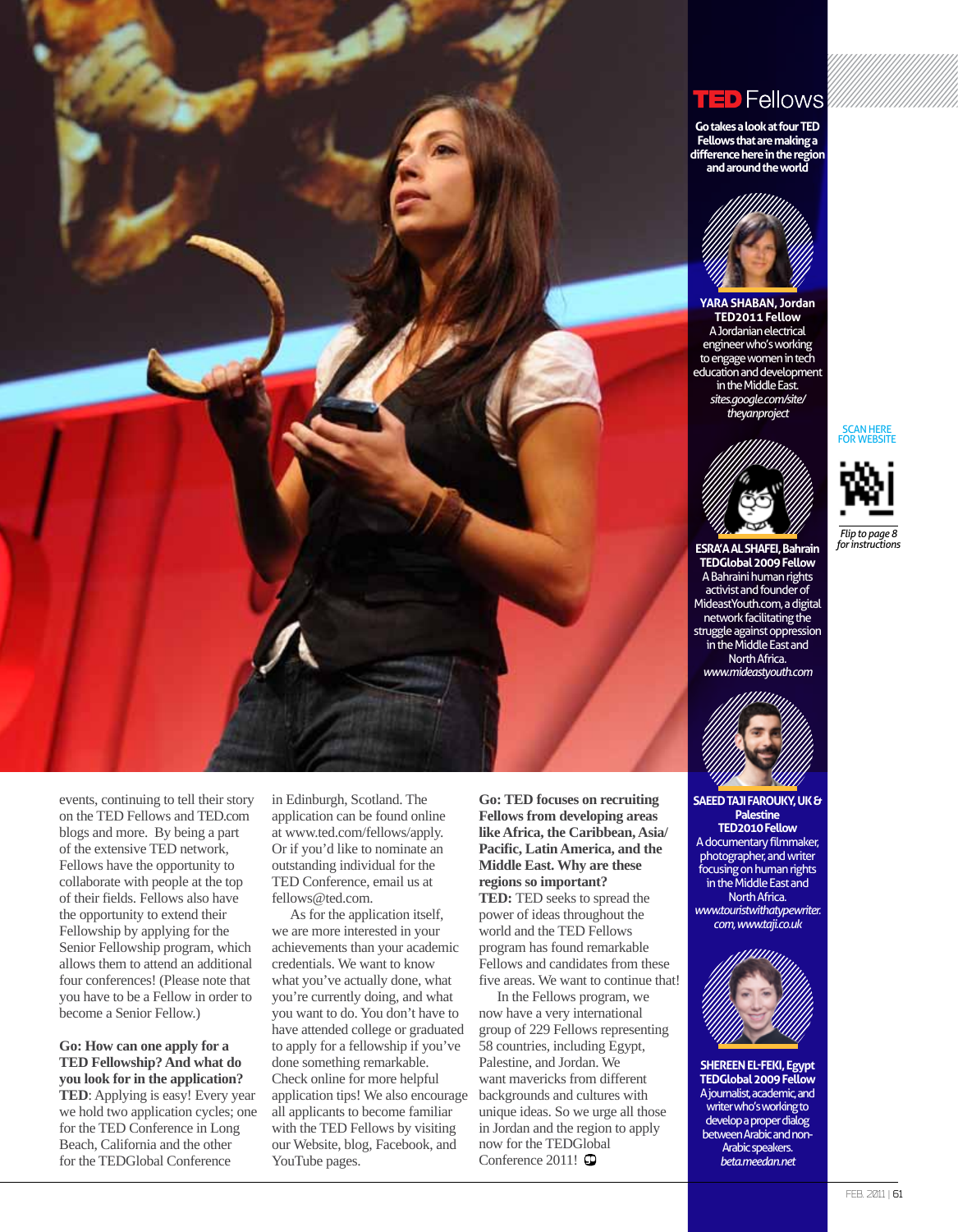events, continuing to tell their story on the TED Fellows and TED.com blogs and more. By being a part of the extensive TED network, Fellows have the opportunity to collaborate with people at the top of their fields. Fellows also have the opportunity to extend their Fellowship by applying for the Senior Fellowship program, which allows them to attend an additional four conferences! (Please note that you have to be a Fellow in order to become a Senior Fellow.)

**Go: How can one apply for a TED Fellowship? And what do you look for in the application?**
**TED**: Applying is easy! Every year we hold two application cycles; one for the TED Conference in Long Beach, California and the other for the TEDGlobal Conference in Edinburgh, Scotland. The application can be found online at www.ted.com/fellows/apply. Or if you'd like to nominate an outstanding individual for the TED Conference, email us at fellows@ted.com.

As for the application itself, we are more interested in your achievements than your academic credentials. We want to know what you've actually done, what you're currently doing, and what you want to do. You don't have to have attended college or graduated to apply for a fellowship if you've done something remarkable. Check online for more helpful application tips! We also encourage all applicants to become familiar with the TED Fellows by visiting our Website, blog, Facebook, and YouTube pages.

**Go: TED focuses on recruiting Fellows from developing areas like Africa, the Caribbean, Asia/Pacific, Latin America, and the Middle East. Why are these regions so important?**
**TED:** TED seeks to spread the power of ideas throughout the world and the TED Fellows program has found remarkable Fellows and candidates from these five areas. We want to continue that!

In the Fellows program, we now have a very international group of 229 Fellows representing 58 countries, including Egypt, Palestine, and Jordan. We want mavericks from different backgrounds and cultures with unique ideas. So we urge all those in Jordan and the region to apply now for the TEDGlobal Conference 2011!

## TED Fellows

**Go takes a look at four TED Fellows that are making a difference here in the region and around the world**

**YARA SHABAN, Jordan**
**TED2011 Fellow**
A Jordanian electrical engineer who's working to engage women in tech education and development in the Middle East.
*sites.google.com/site/theyanproject*

**ESRA'A AL SHAFEI, Bahrain**
**TEDGlobal 2009 Fellow**
A Bahraini human rights activist and founder of MideastYouth.com, a digital network facilitating the struggle against oppression in the Middle East and North Africa.
*www.mideastyouth.com*

**SAEED TAJI FAROUKY, UK & Palestine**
**TED2010 Fellow**
A documentary filmmaker, photographer, and writer focusing on human rights in the Middle East and North Africa.
*www.touristwithatypewriter.com, www.taji.co.uk*

**SHEREEN EL-FEKI, Egypt**
**TEDGlobal 2009 Fellow**
A journalist, academic, and writer who's working to develop a proper dialog between Arabic and non-Arabic speakers.
*beta.meedan.net*

SCAN HERE FOR WEBSITE

*Flip to page 8 for instructions*